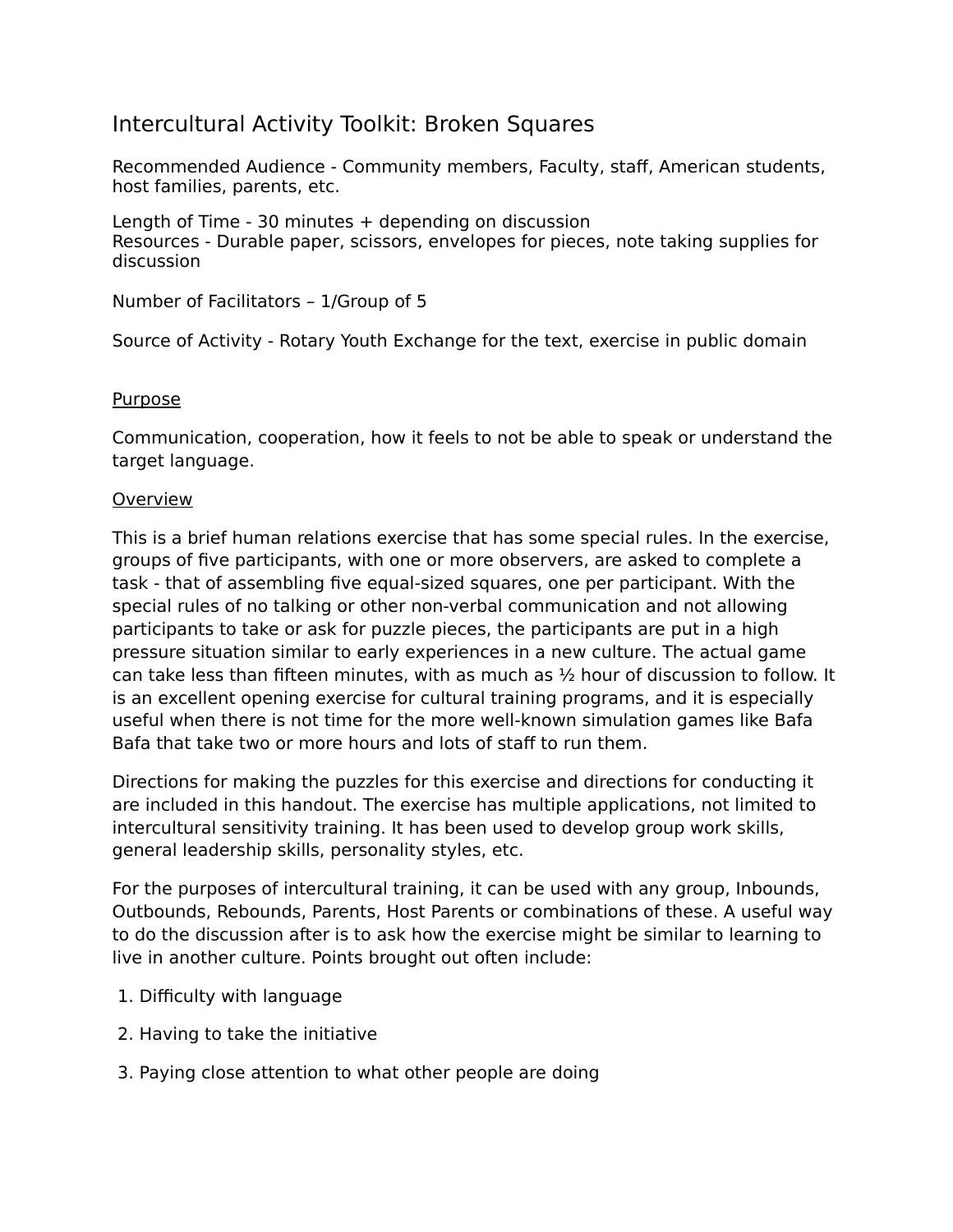# Intercultural Activity Toolkit: Broken Squares

Recommended Audience - Community members, Faculty, staff, American students, host families, parents, etc.

Length of Time - 30 minutes + depending on discussion
Resources - Durable paper, scissors, envelopes for pieces, note taking supplies for discussion

Number of Facilitators – 1/Group of 5

Source of Activity - Rotary Youth Exchange for the text, exercise in public domain

<u>Purpose</u>

Communication, cooperation, how it feels to not be able to speak or understand the target language.

<u>Overview</u>

This is a brief human relations exercise that has some special rules. In the exercise, groups of five participants, with one or more observers, are asked to complete a task - that of assembling five equal-sized squares, one per participant. With the special rules of no talking or other non-verbal communication and not allowing participants to take or ask for puzzle pieces, the participants are put in a high pressure situation similar to early experiences in a new culture. The actual game can take less than fifteen minutes, with as much as ½ hour of discussion to follow. It is an excellent opening exercise for cultural training programs, and it is especially useful when there is not time for the more well-known simulation games like Bafa Bafa that take two or more hours and lots of staff to run them.

Directions for making the puzzles for this exercise and directions for conducting it are included in this handout. The exercise has multiple applications, not limited to intercultural sensitivity training. It has been used to develop group work skills, general leadership skills, personality styles, etc.

For the purposes of intercultural training, it can be used with any group, Inbounds, Outbounds, Rebounds, Parents, Host Parents or combinations of these. A useful way to do the discussion after is to ask how the exercise might be similar to learning to live in another culture. Points brought out often include:

1. Difficulty with language
2. Having to take the initiative
3. Paying close attention to what other people are doing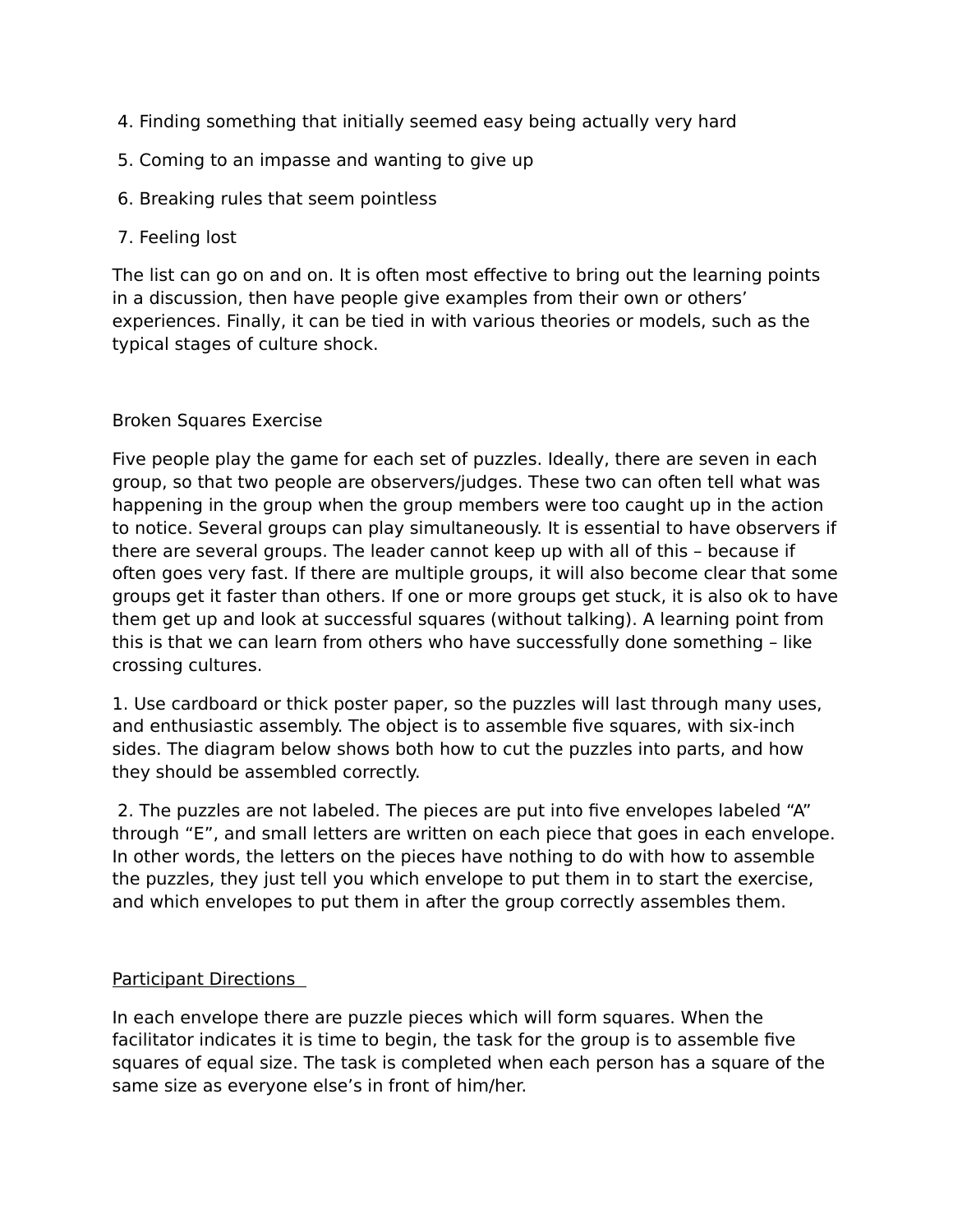4. Finding something that initially seemed easy being actually very hard
5. Coming to an impasse and wanting to give up
6. Breaking rules that seem pointless
7. Feeling lost

The list can go on and on. It is often most effective to bring out the learning points in a discussion, then have people give examples from their own or others' experiences. Finally, it can be tied in with various theories or models, such as the typical stages of culture shock.

## Broken Squares Exercise

Five people play the game for each set of puzzles. Ideally, there are seven in each group, so that two people are observers/judges. These two can often tell what was happening in the group when the group members were too caught up in the action to notice. Several groups can play simultaneously. It is essential to have observers if there are several groups. The leader cannot keep up with all of this – because if often goes very fast. If there are multiple groups, it will also become clear that some groups get it faster than others. If one or more groups get stuck, it is also ok to have them get up and look at successful squares (without talking). A learning point from this is that we can learn from others who have successfully done something – like crossing cultures.

1. Use cardboard or thick poster paper, so the puzzles will last through many uses, and enthusiastic assembly. The object is to assemble five squares, with six-inch sides. The diagram below shows both how to cut the puzzles into parts, and how they should be assembled correctly.

2. The puzzles are not labeled. The pieces are put into five envelopes labeled "A" through "E", and small letters are written on each piece that goes in each envelope. In other words, the letters on the pieces have nothing to do with how to assemble the puzzles, they just tell you which envelope to put them in to start the exercise, and which envelopes to put them in after the group correctly assembles them.

<u>Participant Directions</u>

In each envelope there are puzzle pieces which will form squares. When the facilitator indicates it is time to begin, the task for the group is to assemble five squares of equal size. The task is completed when each person has a square of the same size as everyone else's in front of him/her.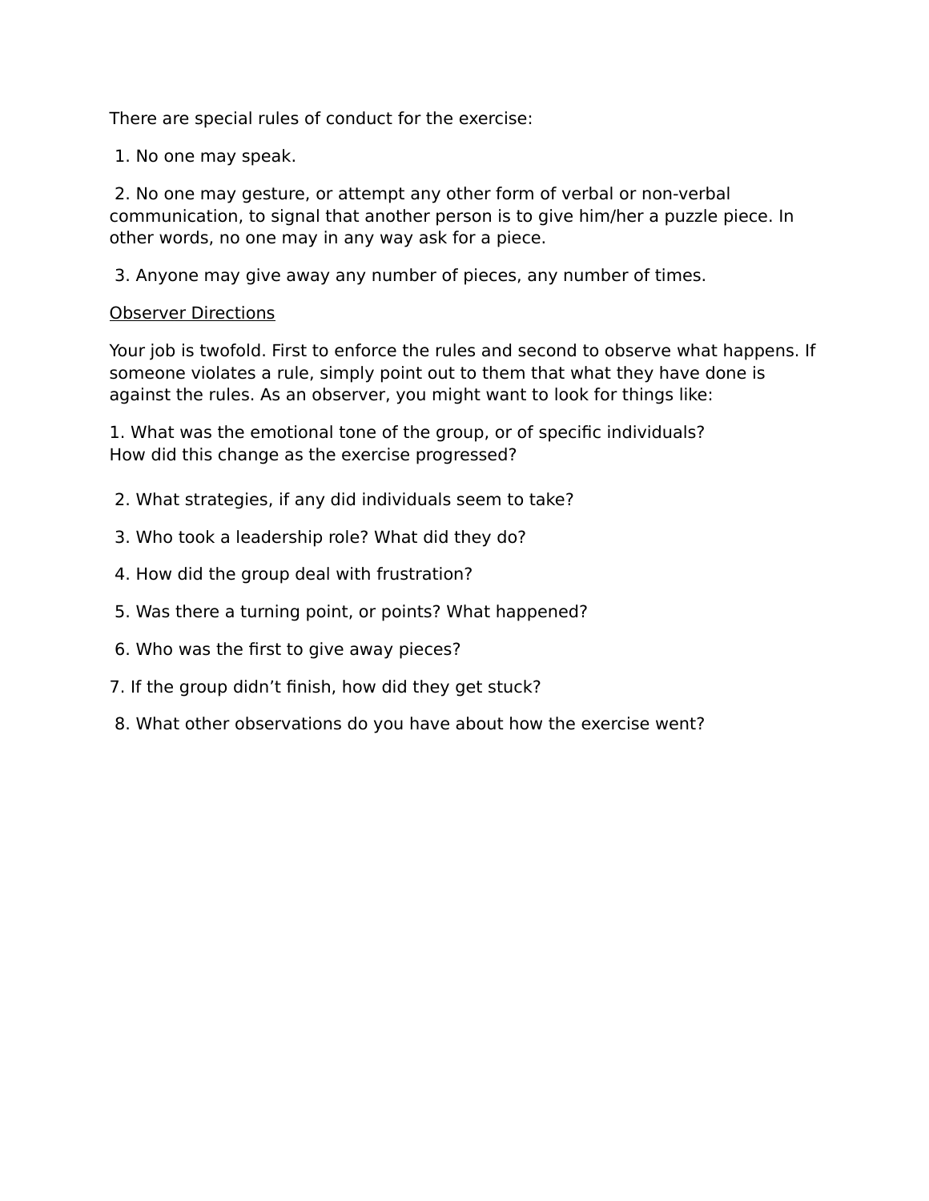There are special rules of conduct for the exercise:

1. No one may speak.

2. No one may gesture, or attempt any other form of verbal or non-verbal communication, to signal that another person is to give him/her a puzzle piece. In other words, no one may in any way ask for a piece.

3. Anyone may give away any number of pieces, any number of times.

<u>Observer Directions</u>

Your job is twofold. First to enforce the rules and second to observe what happens. If someone violates a rule, simply point out to them that what they have done is against the rules. As an observer, you might want to look for things like:

1. What was the emotional tone of the group, or of specific individuals? How did this change as the exercise progressed?

2. What strategies, if any did individuals seem to take?

3. Who took a leadership role? What did they do?

4. How did the group deal with frustration?

5. Was there a turning point, or points? What happened?

6. Who was the first to give away pieces?

7. If the group didn't finish, how did they get stuck?

8. What other observations do you have about how the exercise went?